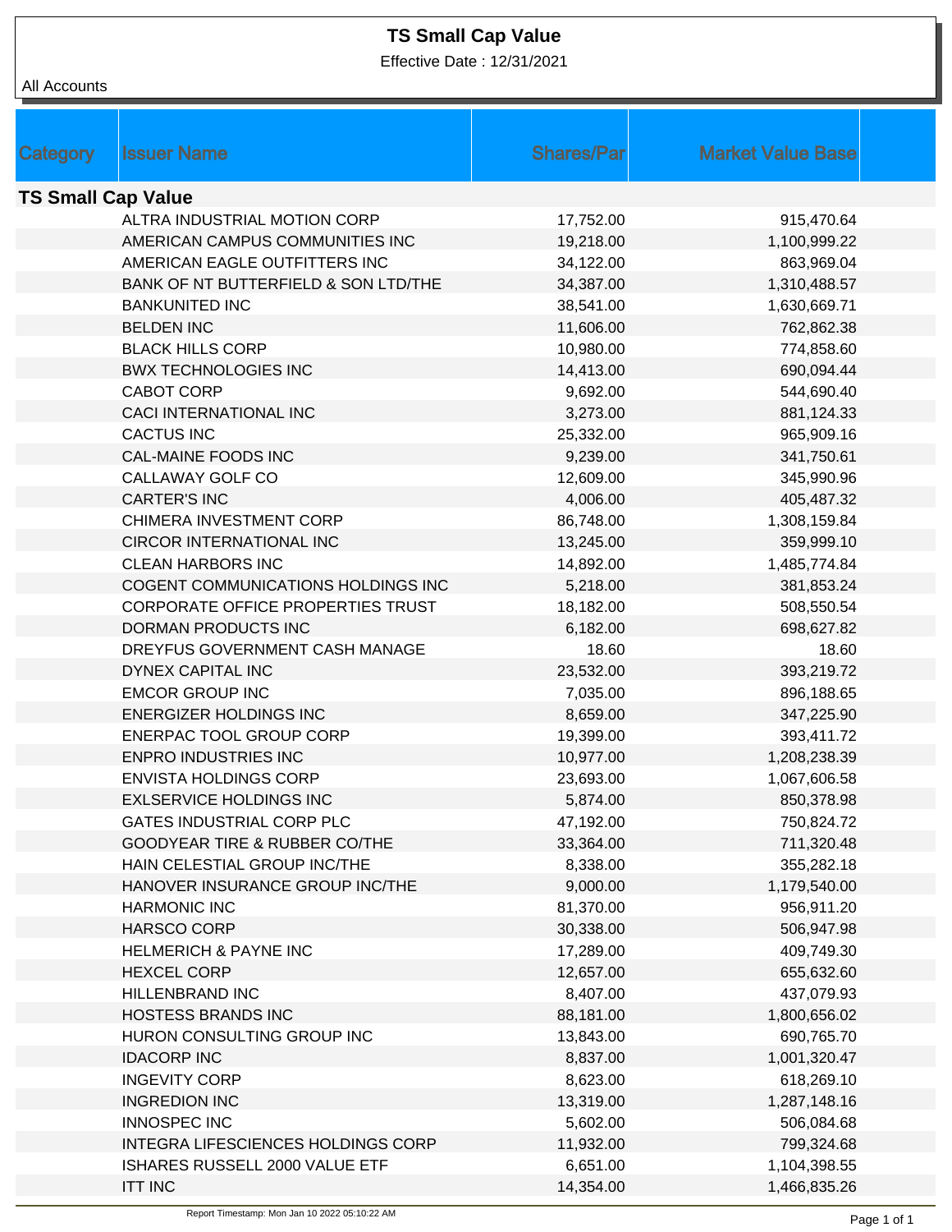# TS Small Cap Value

Effective Date : 12/31/2021

All Accounts

| Category | Issuer Name | Shares/Par | Market Value Base |
|---|---|---|---|
| **TS Small Cap Value** | | | |
| | ALTRA INDUSTRIAL MOTION CORP | 17,752.00 | 915,470.64 |
| | AMERICAN CAMPUS COMMUNITIES INC | 19,218.00 | 1,100,999.22 |
| | AMERICAN EAGLE OUTFITTERS INC | 34,122.00 | 863,969.04 |
| | BANK OF NT BUTTERFIELD & SON LTD/THE | 34,387.00 | 1,310,488.57 |
| | BANKUNITED INC | 38,541.00 | 1,630,669.71 |
| | BELDEN INC | 11,606.00 | 762,862.38 |
| | BLACK HILLS CORP | 10,980.00 | 774,858.60 |
| | BWX TECHNOLOGIES INC | 14,413.00 | 690,094.44 |
| | CABOT CORP | 9,692.00 | 544,690.40 |
| | CACI INTERNATIONAL INC | 3,273.00 | 881,124.33 |
| | CACTUS INC | 25,332.00 | 965,909.16 |
| | CAL-MAINE FOODS INC | 9,239.00 | 341,750.61 |
| | CALLAWAY GOLF CO | 12,609.00 | 345,990.96 |
| | CARTER'S INC | 4,006.00 | 405,487.32 |
| | CHIMERA INVESTMENT CORP | 86,748.00 | 1,308,159.84 |
| | CIRCOR INTERNATIONAL INC | 13,245.00 | 359,999.10 |
| | CLEAN HARBORS INC | 14,892.00 | 1,485,774.84 |
| | COGENT COMMUNICATIONS HOLDINGS INC | 5,218.00 | 381,853.24 |
| | CORPORATE OFFICE PROPERTIES TRUST | 18,182.00 | 508,550.54 |
| | DORMAN PRODUCTS INC | 6,182.00 | 698,627.82 |
| | DREYFUS GOVERNMENT CASH MANAGE | 18.60 | 18.60 |
| | DYNEX CAPITAL INC | 23,532.00 | 393,219.72 |
| | EMCOR GROUP INC | 7,035.00 | 896,188.65 |
| | ENERGIZER HOLDINGS INC | 8,659.00 | 347,225.90 |
| | ENERPAC TOOL GROUP CORP | 19,399.00 | 393,411.72 |
| | ENPRO INDUSTRIES INC | 10,977.00 | 1,208,238.39 |
| | ENVISTA HOLDINGS CORP | 23,693.00 | 1,067,606.58 |
| | EXLSERVICE HOLDINGS INC | 5,874.00 | 850,378.98 |
| | GATES INDUSTRIAL CORP PLC | 47,192.00 | 750,824.72 |
| | GOODYEAR TIRE & RUBBER CO/THE | 33,364.00 | 711,320.48 |
| | HAIN CELESTIAL GROUP INC/THE | 8,338.00 | 355,282.18 |
| | HANOVER INSURANCE GROUP INC/THE | 9,000.00 | 1,179,540.00 |
| | HARMONIC INC | 81,370.00 | 956,911.20 |
| | HARSCO CORP | 30,338.00 | 506,947.98 |
| | HELMERICH & PAYNE INC | 17,289.00 | 409,749.30 |
| | HEXCEL CORP | 12,657.00 | 655,632.60 |
| | HILLENBRAND INC | 8,407.00 | 437,079.93 |
| | HOSTESS BRANDS INC | 88,181.00 | 1,800,656.02 |
| | HURON CONSULTING GROUP INC | 13,843.00 | 690,765.70 |
| | IDACORP INC | 8,837.00 | 1,001,320.47 |
| | INGEVITY CORP | 8,623.00 | 618,269.10 |
| | INGREDION INC | 13,319.00 | 1,287,148.16 |
| | INNOSPEC INC | 5,602.00 | 506,084.68 |
| | INTEGRA LIFESCIENCES HOLDINGS CORP | 11,932.00 | 799,324.68 |
| | ISHARES RUSSELL 2000 VALUE ETF | 6,651.00 | 1,104,398.55 |
| | ITT INC | 14,354.00 | 1,466,835.26 |

Report Timestamp: Mon Jan 10 2022 05:10:22 AM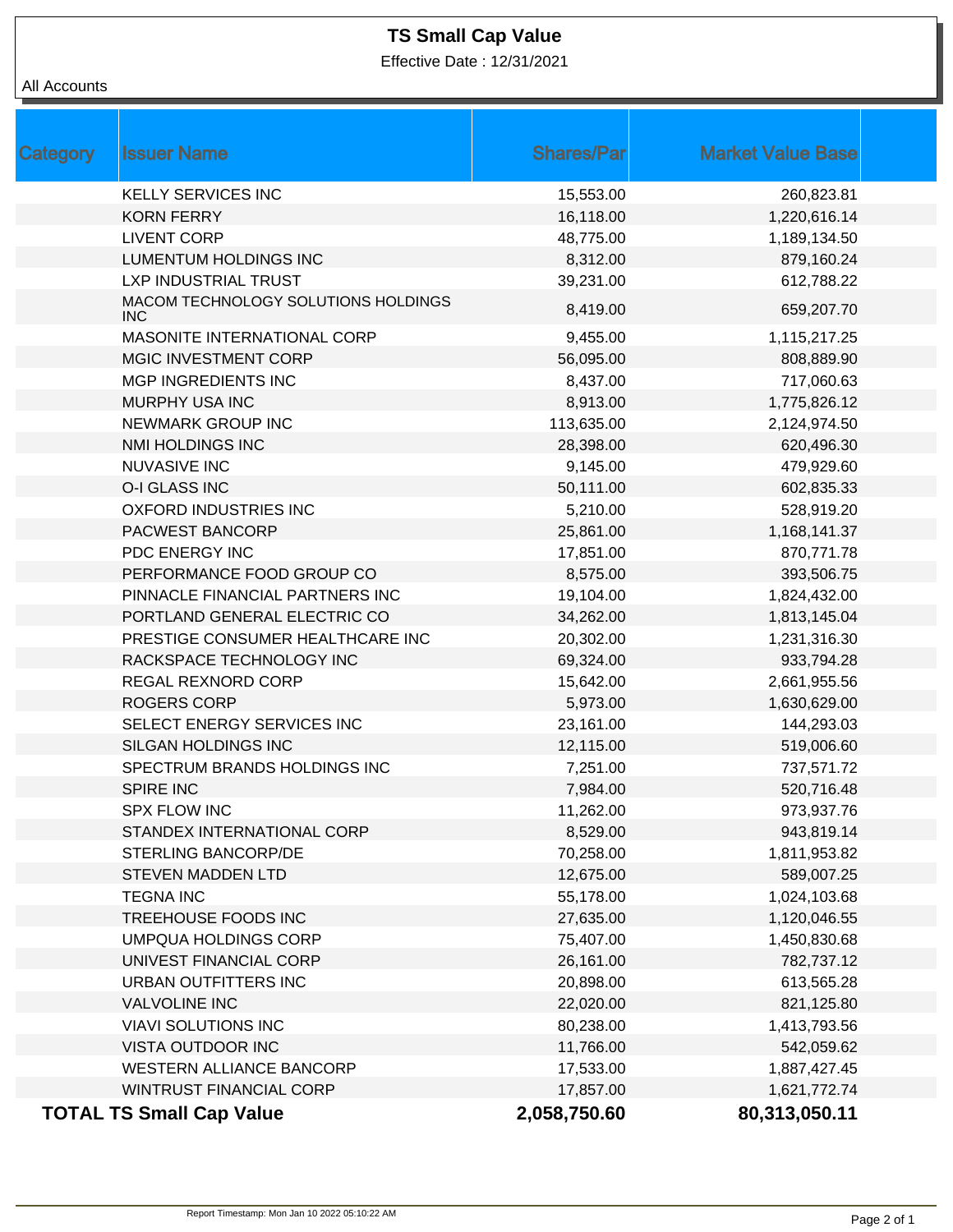# TS Small Cap Value

Effective Date : 12/31/2021

All Accounts

| Category | Issuer Name | Shares/Par | Market Value Base |
|---|---|---|---|
| | KELLY SERVICES INC | 15,553.00 | 260,823.81 |
| | KORN FERRY | 16,118.00 | 1,220,616.14 |
| | LIVENT CORP | 48,775.00 | 1,189,134.50 |
| | LUMENTUM HOLDINGS INC | 8,312.00 | 879,160.24 |
| | LXP INDUSTRIAL TRUST | 39,231.00 | 612,788.22 |
| | MACOM TECHNOLOGY SOLUTIONS HOLDINGS INC | 8,419.00 | 659,207.70 |
| | MASONITE INTERNATIONAL CORP | 9,455.00 | 1,115,217.25 |
| | MGIC INVESTMENT CORP | 56,095.00 | 808,889.90 |
| | MGP INGREDIENTS INC | 8,437.00 | 717,060.63 |
| | MURPHY USA INC | 8,913.00 | 1,775,826.12 |
| | NEWMARK GROUP INC | 113,635.00 | 2,124,974.50 |
| | NMI HOLDINGS INC | 28,398.00 | 620,496.30 |
| | NUVASIVE INC | 9,145.00 | 479,929.60 |
| | O-I GLASS INC | 50,111.00 | 602,835.33 |
| | OXFORD INDUSTRIES INC | 5,210.00 | 528,919.20 |
| | PACWEST BANCORP | 25,861.00 | 1,168,141.37 |
| | PDC ENERGY INC | 17,851.00 | 870,771.78 |
| | PERFORMANCE FOOD GROUP CO | 8,575.00 | 393,506.75 |
| | PINNACLE FINANCIAL PARTNERS INC | 19,104.00 | 1,824,432.00 |
| | PORTLAND GENERAL ELECTRIC CO | 34,262.00 | 1,813,145.04 |
| | PRESTIGE CONSUMER HEALTHCARE INC | 20,302.00 | 1,231,316.30 |
| | RACKSPACE TECHNOLOGY INC | 69,324.00 | 933,794.28 |
| | REGAL REXNORD CORP | 15,642.00 | 2,661,955.56 |
| | ROGERS CORP | 5,973.00 | 1,630,629.00 |
| | SELECT ENERGY SERVICES INC | 23,161.00 | 144,293.03 |
| | SILGAN HOLDINGS INC | 12,115.00 | 519,006.60 |
| | SPECTRUM BRANDS HOLDINGS INC | 7,251.00 | 737,571.72 |
| | SPIRE INC | 7,984.00 | 520,716.48 |
| | SPX FLOW INC | 11,262.00 | 973,937.76 |
| | STANDEX INTERNATIONAL CORP | 8,529.00 | 943,819.14 |
| | STERLING BANCORP/DE | 70,258.00 | 1,811,953.82 |
| | STEVEN MADDEN LTD | 12,675.00 | 589,007.25 |
| | TEGNA INC | 55,178.00 | 1,024,103.68 |
| | TREEHOUSE FOODS INC | 27,635.00 | 1,120,046.55 |
| | UMPQUA HOLDINGS CORP | 75,407.00 | 1,450,830.68 |
| | UNIVEST FINANCIAL CORP | 26,161.00 | 782,737.12 |
| | URBAN OUTFITTERS INC | 20,898.00 | 613,565.28 |
| | VALVOLINE INC | 22,020.00 | 821,125.80 |
| | VIAVI SOLUTIONS INC | 80,238.00 | 1,413,793.56 |
| | VISTA OUTDOOR INC | 11,766.00 | 542,059.62 |
| | WESTERN ALLIANCE BANCORP | 17,533.00 | 1,887,427.45 |
| | WINTRUST FINANCIAL CORP | 17,857.00 | 1,621,772.74 |
| **TOTAL TS Small Cap Value** | | **2,058,750.60** | **80,313,050.11** |

Report Timestamp: Mon Jan 10 2022 05:10:22 AM